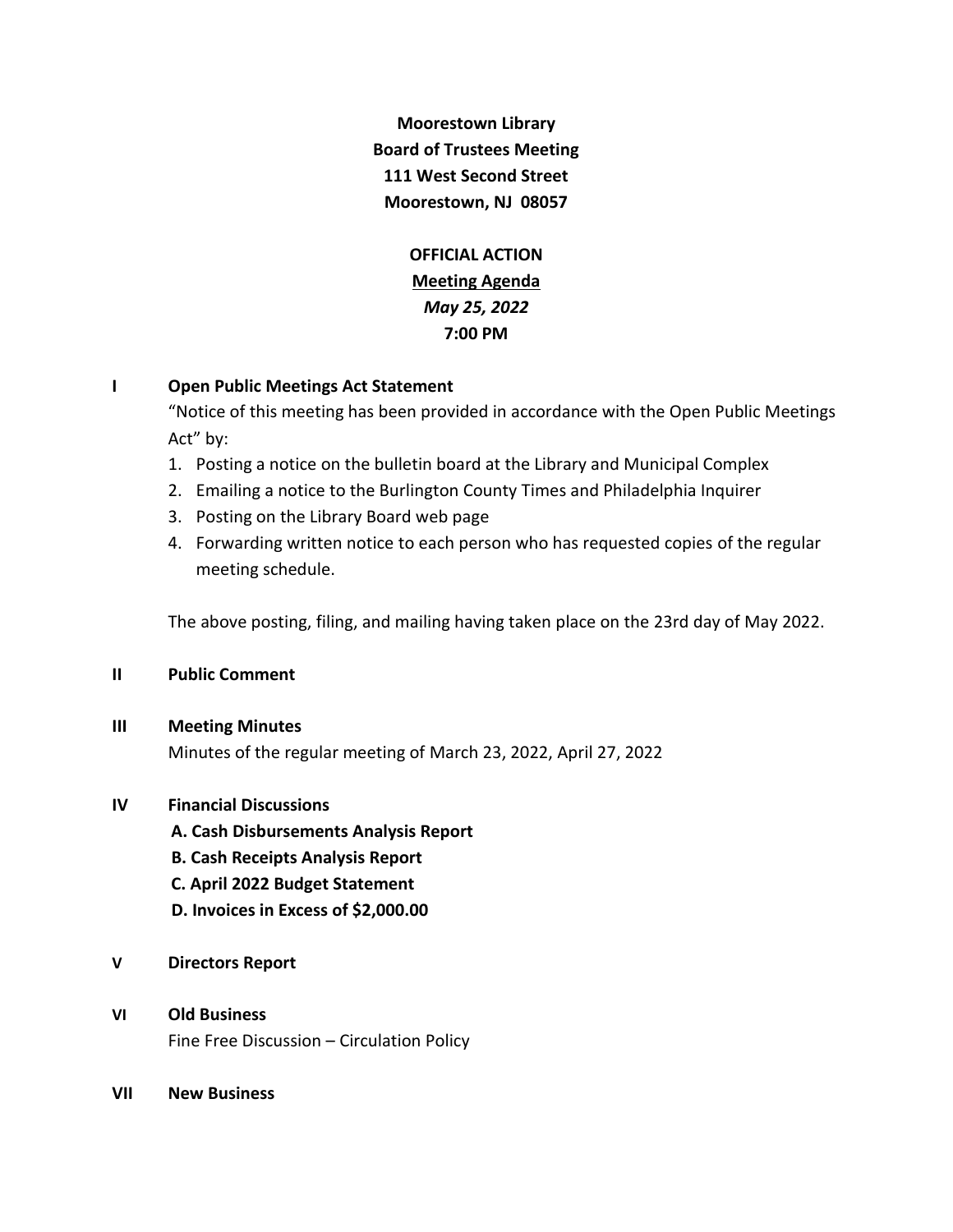**Moorestown Library**
**Board of Trustees Meeting**
**111 West Second Street**
**Moorestown, NJ 08057**

**OFFICIAL ACTION**
**Meeting Agenda**
***May 25, 2022***
**7:00 PM**

**I Open Public Meetings Act Statement**

"Notice of this meeting has been provided in accordance with the Open Public Meetings Act" by:

1. Posting a notice on the bulletin board at the Library and Municipal Complex
2. Emailing a notice to the Burlington County Times and Philadelphia Inquirer
3. Posting on the Library Board web page
4. Forwarding written notice to each person who has requested copies of the regular meeting schedule.

The above posting, filing, and mailing having taken place on the 23rd day of May 2022.

**II Public Comment**

**III Meeting Minutes**

Minutes of the regular meeting of March 23, 2022, April 27, 2022

**IV Financial Discussions**

**A. Cash Disbursements Analysis Report**
**B. Cash Receipts Analysis Report**
**C. April 2022 Budget Statement**
**D. Invoices in Excess of $2,000.00**

**V Directors Report**

**VI Old Business**

Fine Free Discussion – Circulation Policy

**VII New Business**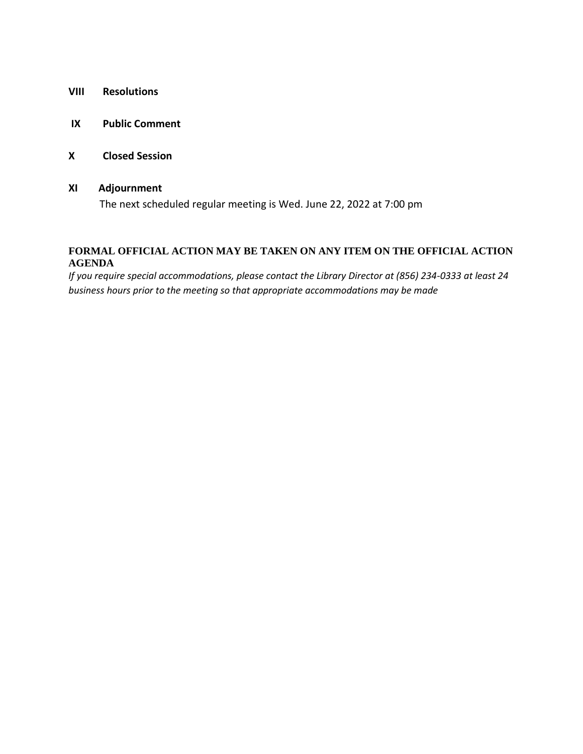**VIII Resolutions**

**IX Public Comment**

**X Closed Session**

**XI Adjournment**

The next scheduled regular meeting is Wed. June 22, 2022 at 7:00 pm

**FORMAL OFFICIAL ACTION MAY BE TAKEN ON ANY ITEM ON THE OFFICIAL ACTION AGENDA**

*If you require special accommodations, please contact the Library Director at (856) 234-0333 at least 24 business hours prior to the meeting so that appropriate accommodations may be made*